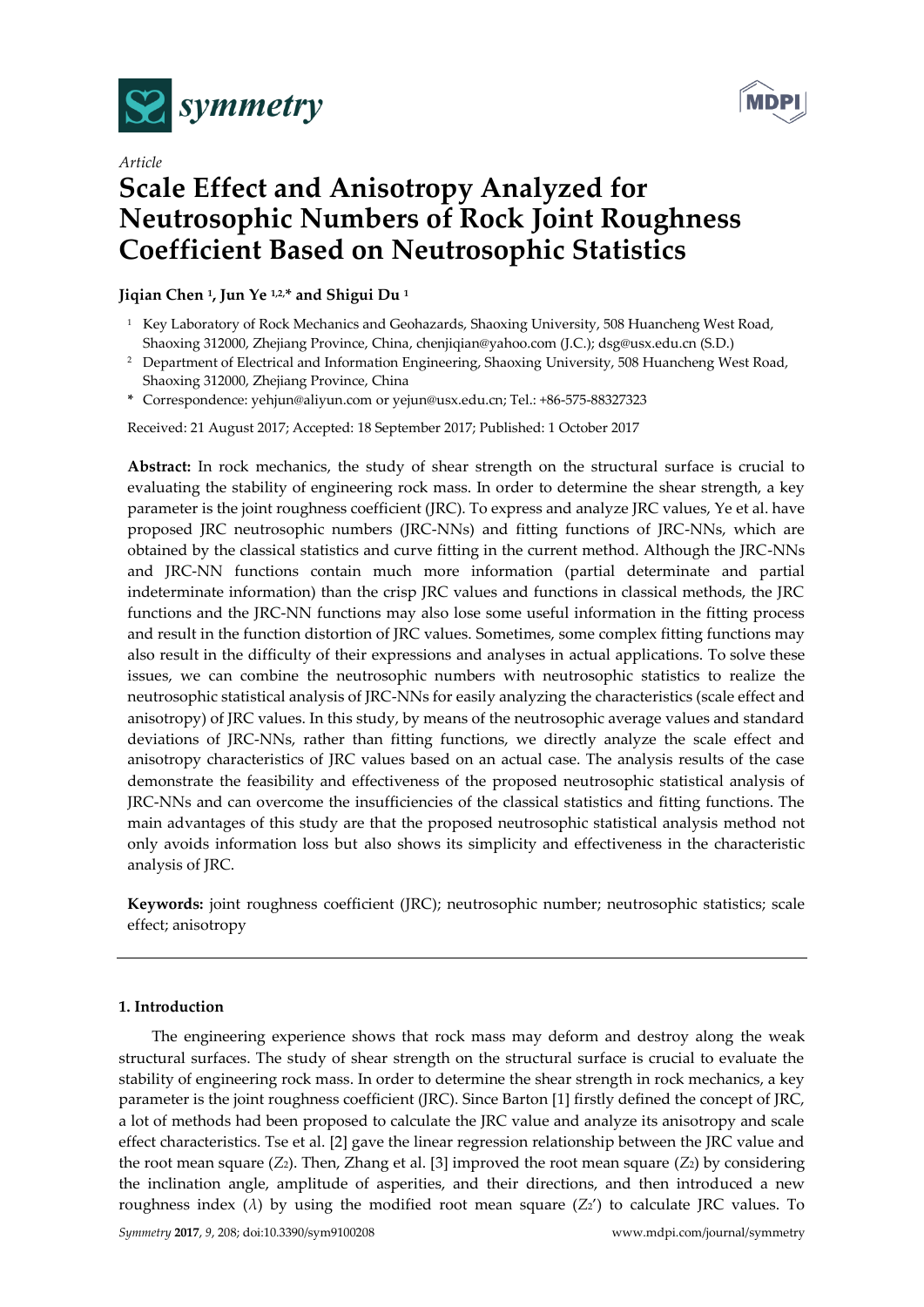Article

# Scale Effect and Anisotropy Analyzed for Neutrosophic Numbers of Rock Joint Roughness Coefficient Based on Neutrosophic Statistics

**Jiqian Chen [1], Jun Ye [1,2,*] and Shigui Du [1]**

[1] Key Laboratory of Rock Mechanics and Geohazards, Shaoxing University, 508 Huancheng West Road, Shaoxing 312000, Zhejiang Province, China, chenjiqian@yahoo.com (J.C.); dsg@usx.edu.cn (S.D.)

[2] Department of Electrical and Information Engineering, Shaoxing University, 508 Huancheng West Road, Shaoxing 312000, Zhejiang Province, China

\* Correspondence: yehjun@aliyun.com or yejun@usx.edu.cn; Tel.: +86-575-88327323

Received: 21 August 2017; Accepted: 18 September 2017; Published: 1 October 2017

**Abstract:** In rock mechanics, the study of shear strength on the structural surface is crucial to evaluating the stability of engineering rock mass. In order to determine the shear strength, a key parameter is the joint roughness coefficient (JRC). To express and analyze JRC values, Ye et al. have proposed JRC neutrosophic numbers (JRC-NNs) and fitting functions of JRC-NNs, which are obtained by the classical statistics and curve fitting in the current method. Although the JRC-NNs and JRC-NN functions contain much more information (partial determinate and partial indeterminate information) than the crisp JRC values and functions in classical methods, the JRC functions and the JRC-NN functions may also lose some useful information in the fitting process and result in the function distortion of JRC values. Sometimes, some complex fitting functions may also result in the difficulty of their expressions and analyses in actual applications. To solve these issues, we can combine the neutrosophic numbers with neutrosophic statistics to realize the neutrosophic statistical analysis of JRC-NNs for easily analyzing the characteristics (scale effect and anisotropy) of JRC values. In this study, by means of the neutrosophic average values and standard deviations of JRC-NNs, rather than fitting functions, we directly analyze the scale effect and anisotropy characteristics of JRC values based on an actual case. The analysis results of the case demonstrate the feasibility and effectiveness of the proposed neutrosophic statistical analysis of JRC-NNs and can overcome the insufficiencies of the classical statistics and fitting functions. The main advantages of this study are that the proposed neutrosophic statistical analysis method not only avoids information loss but also shows its simplicity and effectiveness in the characteristic analysis of JRC.

**Keywords:** joint roughness coefficient (JRC); neutrosophic number; neutrosophic statistics; scale effect; anisotropy

## 1. Introduction

The engineering experience shows that rock mass may deform and destroy along the weak structural surfaces. The study of shear strength on the structural surface is crucial to evaluate the stability of engineering rock mass. In order to determine the shear strength in rock mechanics, a key parameter is the joint roughness coefficient (JRC). Since Barton [1] firstly defined the concept of JRC, a lot of methods had been proposed to calculate the JRC value and analyze its anisotropy and scale effect characteristics. Tse et al. [2] gave the linear regression relationship between the JRC value and the root mean square ($Z_2$). Then, Zhang et al. [3] improved the root mean square ($Z_2$) by considering the inclination angle, amplitude of asperities, and their directions, and then introduced a new roughness index ($\lambda$) by using the modified root mean square ($Z_2'$) to calculate JRC values. To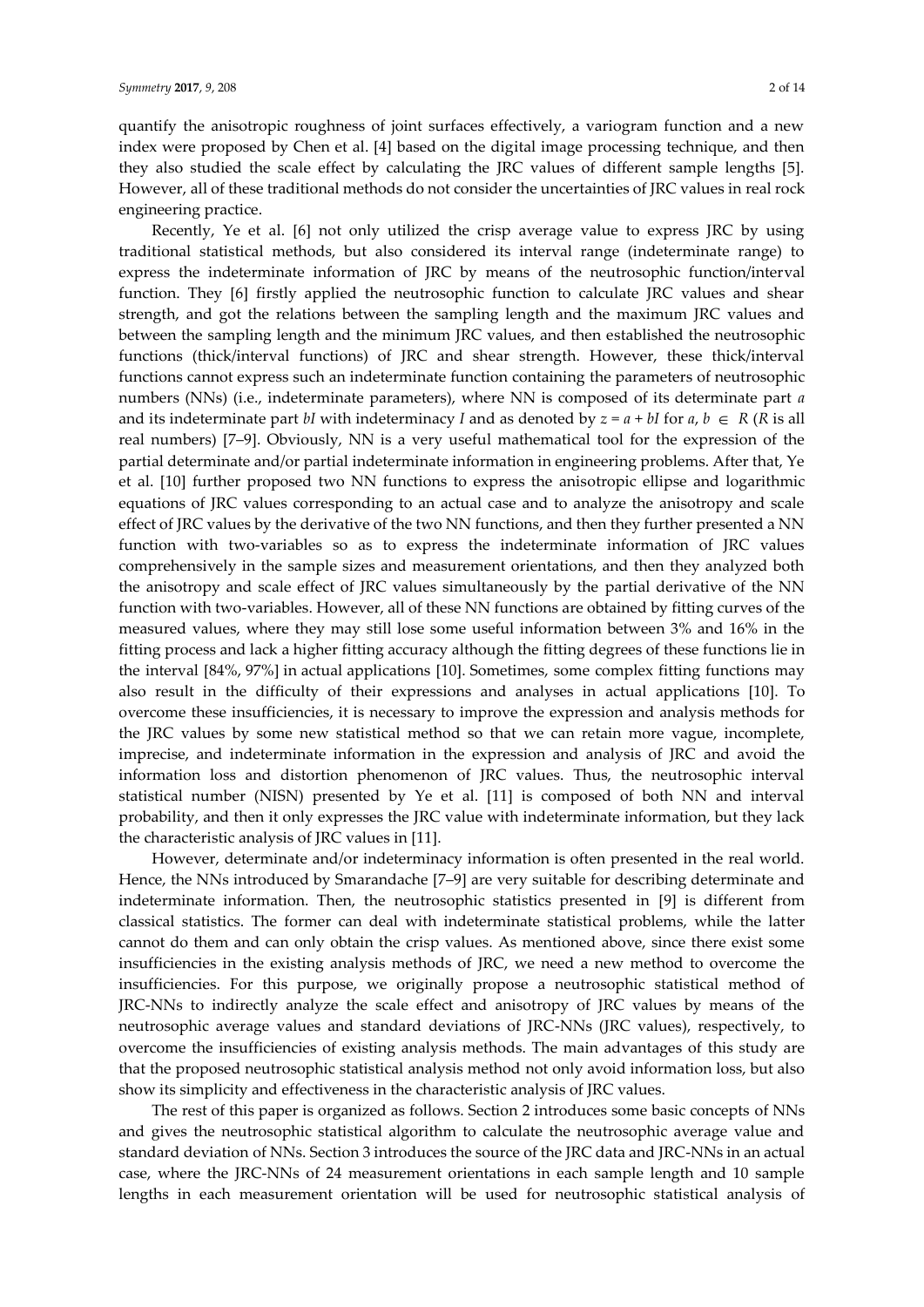quantify the anisotropic roughness of joint surfaces effectively, a variogram function and a new index were proposed by Chen et al. [4] based on the digital image processing technique, and then they also studied the scale effect by calculating the JRC values of different sample lengths [5]. However, all of these traditional methods do not consider the uncertainties of JRC values in real rock engineering practice.

Recently, Ye et al. [6] not only utilized the crisp average value to express JRC by using traditional statistical methods, but also considered its interval range (indeterminate range) to express the indeterminate information of JRC by means of the neutrosophic function/interval function. They [6] firstly applied the neutrosophic function to calculate JRC values and shear strength, and got the relations between the sampling length and the maximum JRC values and between the sampling length and the minimum JRC values, and then established the neutrosophic functions (thick/interval functions) of JRC and shear strength. However, these thick/interval functions cannot express such an indeterminate function containing the parameters of neutrosophic numbers (NNs) (i.e., indeterminate parameters), where NN is composed of its determinate part $a$ and its indeterminate part $bI$ with indeterminacy $I$ and as denoted by $z = a + bI$ for $a, b \in R$ ($R$ is all real numbers) [7–9]. Obviously, NN is a very useful mathematical tool for the expression of the partial determinate and/or partial indeterminate information in engineering problems. After that, Ye et al. [10] further proposed two NN functions to express the anisotropic ellipse and logarithmic equations of JRC values corresponding to an actual case and to analyze the anisotropy and scale effect of JRC values by the derivative of the two NN functions, and then they further presented a NN function with two-variables so as to express the indeterminate information of JRC values comprehensively in the sample sizes and measurement orientations, and then they analyzed both the anisotropy and scale effect of JRC values simultaneously by the partial derivative of the NN function with two-variables. However, all of these NN functions are obtained by fitting curves of the measured values, where they may still lose some useful information between 3% and 16% in the fitting process and lack a higher fitting accuracy although the fitting degrees of these functions lie in the interval [84%, 97%] in actual applications [10]. Sometimes, some complex fitting functions may also result in the difficulty of their expressions and analyses in actual applications [10]. To overcome these insufficiencies, it is necessary to improve the expression and analysis methods for the JRC values by some new statistical method so that we can retain more vague, incomplete, imprecise, and indeterminate information in the expression and analysis of JRC and avoid the information loss and distortion phenomenon of JRC values. Thus, the neutrosophic interval statistical number (NISN) presented by Ye et al. [11] is composed of both NN and interval probability, and then it only expresses the JRC value with indeterminate information, but they lack the characteristic analysis of JRC values in [11].

However, determinate and/or indeterminacy information is often presented in the real world. Hence, the NNs introduced by Smarandache [7–9] are very suitable for describing determinate and indeterminate information. Then, the neutrosophic statistics presented in [9] is different from classical statistics. The former can deal with indeterminate statistical problems, while the latter cannot do them and can only obtain the crisp values. As mentioned above, since there exist some insufficiencies in the existing analysis methods of JRC, we need a new method to overcome the insufficiencies. For this purpose, we originally propose a neutrosophic statistical method of JRC-NNs to indirectly analyze the scale effect and anisotropy of JRC values by means of the neutrosophic average values and standard deviations of JRC-NNs (JRC values), respectively, to overcome the insufficiencies of existing analysis methods. The main advantages of this study are that the proposed neutrosophic statistical analysis method not only avoid information loss, but also show its simplicity and effectiveness in the characteristic analysis of JRC values.

The rest of this paper is organized as follows. Section 2 introduces some basic concepts of NNs and gives the neutrosophic statistical algorithm to calculate the neutrosophic average value and standard deviation of NNs. Section 3 introduces the source of the JRC data and JRC-NNs in an actual case, where the JRC-NNs of 24 measurement orientations in each sample length and 10 sample lengths in each measurement orientation will be used for neutrosophic statistical analysis of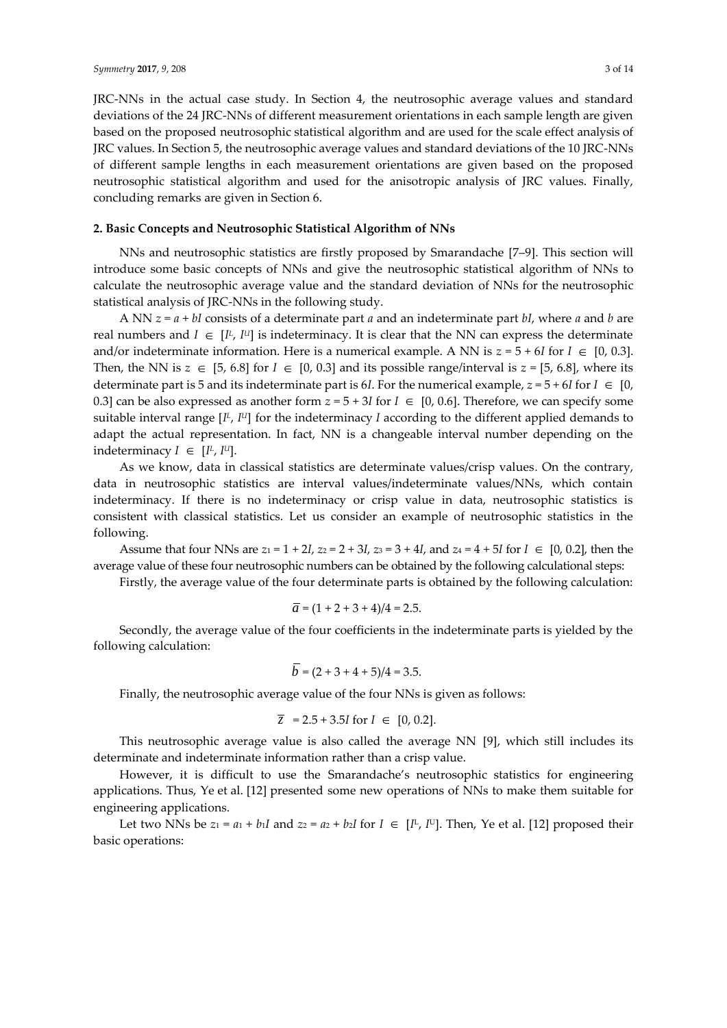JRC-NNs in the actual case study. In Section 4, the neutrosophic average values and standard deviations of the 24 JRC-NNs of different measurement orientations in each sample length are given based on the proposed neutrosophic statistical algorithm and are used for the scale effect analysis of JRC values. In Section 5, the neutrosophic average values and standard deviations of the 10 JRC-NNs of different sample lengths in each measurement orientations are given based on the proposed neutrosophic statistical algorithm and used for the anisotropic analysis of JRC values. Finally, concluding remarks are given in Section 6.

## 2. Basic Concepts and Neutrosophic Statistical Algorithm of NNs

NNs and neutrosophic statistics are firstly proposed by Smarandache [7–9]. This section will introduce some basic concepts of NNs and give the neutrosophic statistical algorithm of NNs to calculate the neutrosophic average value and the standard deviation of NNs for the neutrosophic statistical analysis of JRC-NNs in the following study.

A NN $z = a + bI$ consists of a determinate part $a$ and an indeterminate part $bI$, where $a$ and $b$ are real numbers and $I \in [I^L, I^U]$ is indeterminacy. It is clear that the NN can express the determinate and/or indeterminate information. Here is a numerical example. A NN is $z = 5 + 6I$ for $I \in [0, 0.3]$. Then, the NN is $z \in [5, 6.8]$ for $I \in [0, 0.3]$ and its possible range/interval is $z = [5, 6.8]$, where its determinate part is 5 and its indeterminate part is $6I$. For the numerical example, $z = 5 + 6I$ for $I \in [0, 0.3]$ can be also expressed as another form $z = 5 + 3I$ for $I \in [0, 0.6]$. Therefore, we can specify some suitable interval range $[I^L, I^U]$ for the indeterminacy $I$ according to the different applied demands to adapt the actual representation. In fact, NN is a changeable interval number depending on the indeterminacy $I \in [I^L, I^U]$.

As we know, data in classical statistics are determinate values/crisp values. On the contrary, data in neutrosophic statistics are interval values/indeterminate values/NNs, which contain indeterminacy. If there is no indeterminacy or crisp value in data, neutrosophic statistics is consistent with classical statistics. Let us consider an example of neutrosophic statistics in the following.

Assume that four NNs are $z_1 = 1 + 2I$, $z_2 = 2 + 3I$, $z_3 = 3 + 4I$, and $z_4 = 4 + 5I$ for $I \in [0, 0.2]$, then the average value of these four neutrosophic numbers can be obtained by the following calculational steps:

Firstly, the average value of the four determinate parts is obtained by the following calculation:

$$\overline{a} = (1 + 2 + 3 + 4)/4 = 2.5.$$

Secondly, the average value of the four coefficients in the indeterminate parts is yielded by the following calculation:

$$\overline{b} = (2 + 3 + 4 + 5)/4 = 3.5.$$

Finally, the neutrosophic average value of the four NNs is given as follows:

$$\overline{z} = 2.5 + 3.5I \text{ for } I \in [0, 0.2].$$

This neutrosophic average value is also called the average NN [9], which still includes its determinate and indeterminate information rather than a crisp value.

However, it is difficult to use the Smarandache's neutrosophic statistics for engineering applications. Thus, Ye et al. [12] presented some new operations of NNs to make them suitable for engineering applications.

Let two NNs be $z_1 = a_1 + b_1I$ and $z_2 = a_2 + b_2I$ for $I \in [I^L, I^U]$. Then, Ye et al. [12] proposed their basic operations: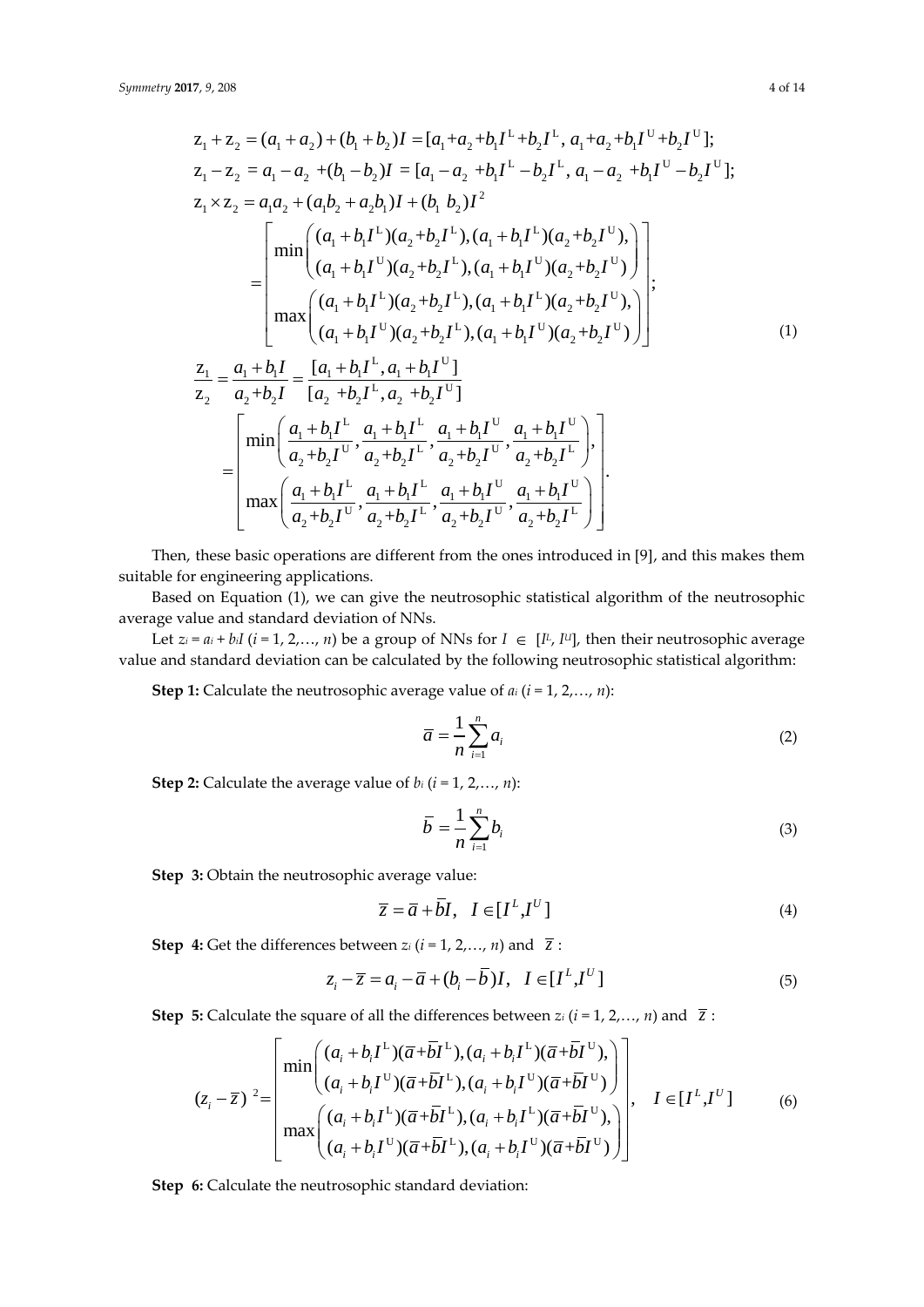$$
\begin{aligned}
& z_1 + z_2 = (a_1 + a_2) + (b_1 + b_2)I = [a_1 + a_2 + b_1 I^L + b_2 I^L,\ a_1 + a_2 + b_1 I^U + b_2 I^U]; \\
& z_1 - z_2 = a_1 - a_2 + (b_1 - b_2)I = [a_1 - a_2 + b_1 I^L - b_2 I^L,\ a_1 - a_2 + b_1 I^U - b_2 I^U]; \\
& z_1 \times z_2 = a_1 a_2 + (a_1 b_2 + a_2 b_1)I + (b_1 b_2)I^2 \\
& \quad = \begin{bmatrix} \min\begin{pmatrix} (a_1 + b_1 I^L)(a_2 + b_2 I^L), (a_1 + b_1 I^L)(a_2 + b_2 I^U), \\ (a_1 + b_1 I^U)(a_2 + b_2 I^L), (a_1 + b_1 I^U)(a_2 + b_2 I^U) \end{pmatrix} \\ \max\begin{pmatrix} (a_1 + b_1 I^L)(a_2 + b_2 I^L), (a_1 + b_1 I^L)(a_2 + b_2 I^U), \\ (a_1 + b_1 I^U)(a_2 + b_2 I^L), (a_1 + b_1 I^U)(a_2 + b_2 I^U) \end{pmatrix} \end{bmatrix}; \\
& \frac{z_1}{z_2} = \frac{a_1 + b_1 I}{a_2 + b_2 I} = \frac{[a_1 + b_1 I^L, a_1 + b_1 I^U]}{[a_2 + b_2 I^L, a_2 + b_2 I^U]} \\
& \quad = \begin{bmatrix} \min\left( \frac{a_1 + b_1 I^L}{a_2 + b_2 I^U}, \frac{a_1 + b_1 I^L}{a_2 + b_2 I^L}, \frac{a_1 + b_1 I^U}{a_2 + b_2 I^U}, \frac{a_1 + b_1 I^U}{a_2 + b_2 I^L} \right), \\ \max\left( \frac{a_1 + b_1 I^L}{a_2 + b_2 I^U}, \frac{a_1 + b_1 I^L}{a_2 + b_2 I^L}, \frac{a_1 + b_1 I^U}{a_2 + b_2 I^U}, \frac{a_1 + b_1 I^U}{a_2 + b_2 I^L} \right) \end{bmatrix}.
\end{aligned}
\tag{1}
$$

Then, these basic operations are different from the ones introduced in [9], and this makes them suitable for engineering applications.

Based on Equation (1), we can give the neutrosophic statistical algorithm of the neutrosophic average value and standard deviation of NNs.

Let $z_i = a_i + b_i I$ ($i = 1, 2, \ldots, n$) be a group of NNs for $I \in [I^L, I^U]$, then their neutrosophic average value and standard deviation can be calculated by the following neutrosophic statistical algorithm:

**Step 1:** Calculate the neutrosophic average value of $a_i$ ($i = 1, 2, \ldots, n$):

$$
\bar{a} = \frac{1}{n}\sum_{i=1}^{n} a_i \tag{2}
$$

**Step 2:** Calculate the average value of $b_i$ ($i = 1, 2, \ldots, n$):

$$
\bar{b} = \frac{1}{n}\sum_{i=1}^{n} b_i \tag{3}
$$

**Step 3:** Obtain the neutrosophic average value:

$$
\bar{z} = \bar{a} + \bar{b}I, \quad I \in [I^L, I^U] \tag{4}
$$

**Step 4:** Get the differences between $z_i$ ($i = 1, 2, \ldots, n$) and $\bar{z}$:

$$
z_i - \bar{z} = a_i - \bar{a} + (b_i - \bar{b})I, \quad I \in [I^L, I^U] \tag{5}
$$

**Step 5:** Calculate the square of all the differences between $z_i$ ($i = 1, 2, \ldots, n$) and $\bar{z}$:

$$
(z_i - \bar{z})^2 = \begin{bmatrix} \min\begin{pmatrix} (a_i + b_i I^L)(\bar{a} + \bar{b} I^L), (a_i + b_i I^L)(\bar{a} + \bar{b} I^U), \\ (a_i + b_i I^U)(\bar{a} + \bar{b} I^L), (a_i + b_i I^U)(\bar{a} + \bar{b} I^U) \end{pmatrix} \\ \max\begin{pmatrix} (a_i + b_i I^L)(\bar{a} + \bar{b} I^L), (a_i + b_i I^L)(\bar{a} + \bar{b} I^U), \\ (a_i + b_i I^U)(\bar{a} + \bar{b} I^L), (a_i + b_i I^U)(\bar{a} + \bar{b} I^U) \end{pmatrix} \end{bmatrix}, \quad I \in [I^L, I^U] \tag{6}
$$

**Step 6:** Calculate the neutrosophic standard deviation: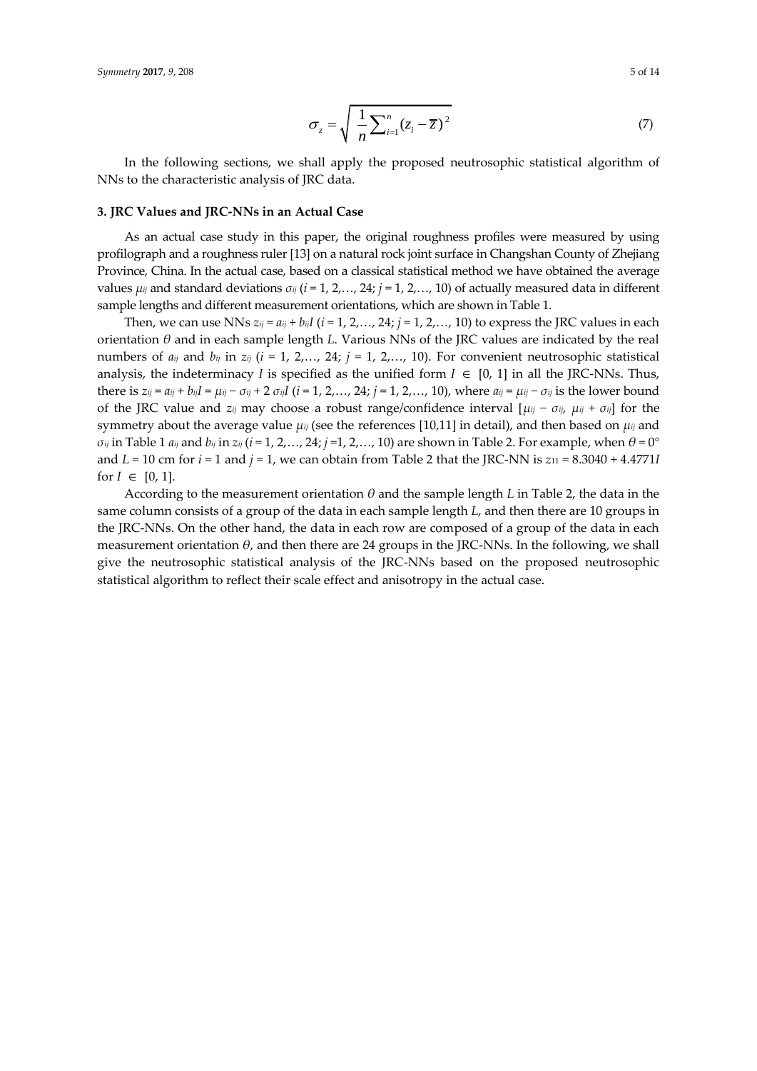$$\sigma_z = \sqrt{\frac{1}{n}\sum_{i=1}^{n}(z_i - \overline{z})^2} \tag{7}$$

In the following sections, we shall apply the proposed neutrosophic statistical algorithm of NNs to the characteristic analysis of JRC data.

## 3. JRC Values and JRC-NNs in an Actual Case

As an actual case study in this paper, the original roughness profiles were measured by using profilograph and a roughness ruler [13] on a natural rock joint surface in Changshan County of Zhejiang Province, China. In the actual case, based on a classical statistical method we have obtained the average values $\mu_{ij}$ and standard deviations $\sigma_{ij}$ ($i$ = 1, 2,…, 24; $j$ = 1, 2,…, 10) of actually measured data in different sample lengths and different measurement orientations, which are shown in Table 1.

Then, we can use NNs $z_{ij} = a_{ij} + b_{ij}I$ ($i$ = 1, 2,…, 24; $j$ = 1, 2,…, 10) to express the JRC values in each orientation $\theta$ and in each sample length $L$. Various NNs of the JRC values are indicated by the real numbers of $a_{ij}$ and $b_{ij}$ in $z_{ij}$ ($i$ = 1, 2,…, 24; $j$ = 1, 2,…, 10). For convenient neutrosophic statistical analysis, the indeterminacy $I$ is specified as the unified form $I \in [0, 1]$ in all the JRC-NNs. Thus, there is $z_{ij} = a_{ij} + b_{ij}I = \mu_{ij} - \sigma_{ij} + 2\sigma_{ij}I$ ($i$ = 1, 2,…, 24; $j$ = 1, 2,…, 10), where $a_{ij} = \mu_{ij} - \sigma_{ij}$ is the lower bound of the JRC value and $z_{ij}$ may choose a robust range/confidence interval $[\mu_{ij} - \sigma_{ij}, \mu_{ij} + \sigma_{ij}]$ for the symmetry about the average value $\mu_{ij}$ (see the references [10,11] in detail), and then based on $\mu_{ij}$ and $\sigma_{ij}$ in Table 1 $a_{ij}$ and $b_{ij}$ in $z_{ij}$ ($i$ = 1, 2,…, 24; $j$ =1, 2,…, 10) are shown in Table 2. For example, when $\theta = 0°$ and $L$ = 10 cm for $i$ = 1 and $j$ = 1, we can obtain from Table 2 that the JRC-NN is $z_{11} = 8.3040 + 4.4771I$ for $I \in [0, 1]$.

According to the measurement orientation $\theta$ and the sample length $L$ in Table 2, the data in the same column consists of a group of the data in each sample length $L$, and then there are 10 groups in the JRC-NNs. On the other hand, the data in each row are composed of a group of the data in each measurement orientation $\theta$, and then there are 24 groups in the JRC-NNs. In the following, we shall give the neutrosophic statistical analysis of the JRC-NNs based on the proposed neutrosophic statistical algorithm to reflect their scale effect and anisotropy in the actual case.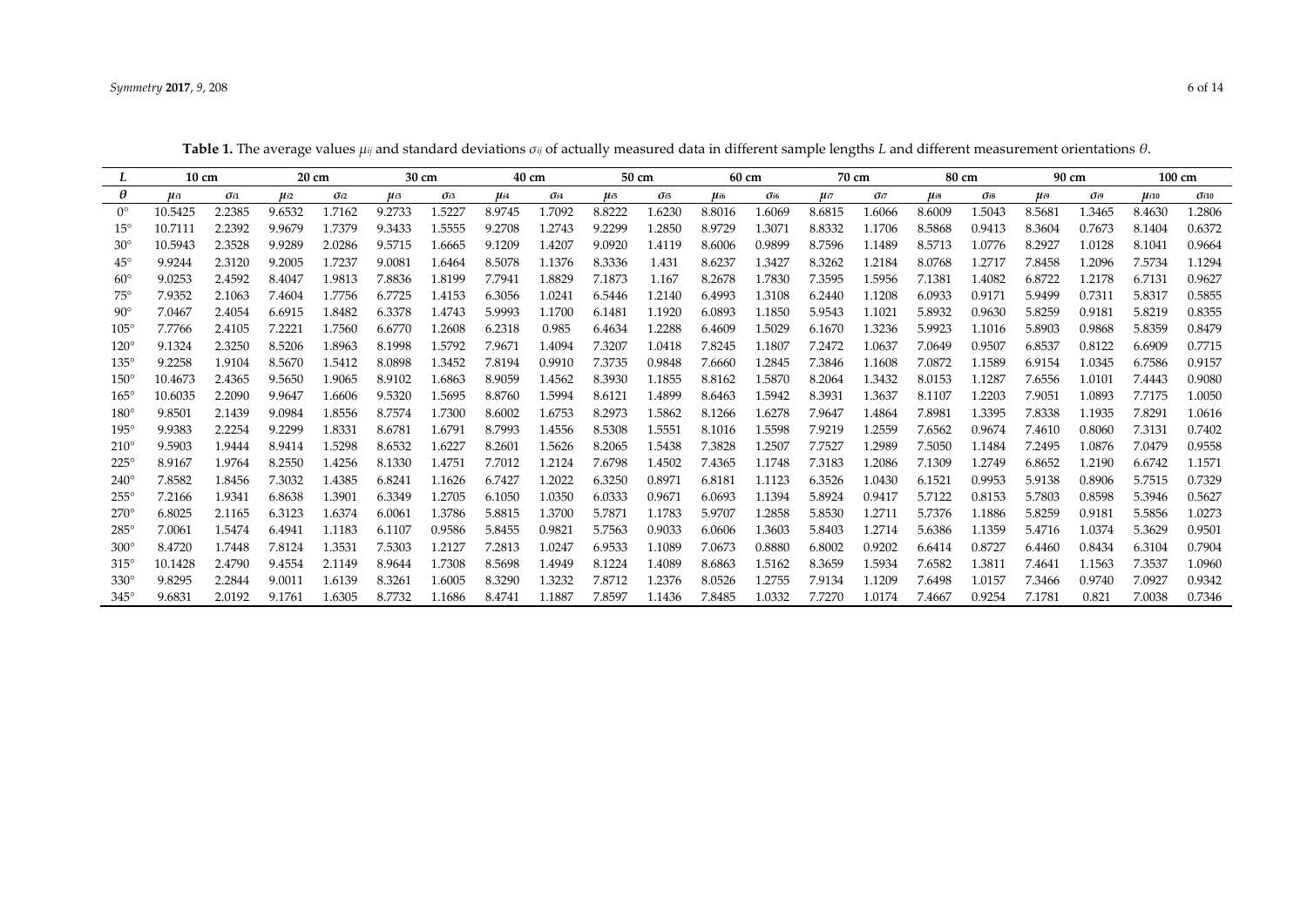**Table 1.** The average values $\mu_{ij}$ and standard deviations $\sigma_{ij}$ of actually measured data in different sample lengths $L$ and different measurement orientations $\theta$.

| $L$ | 10 cm | | 20 cm | | 30 cm | | 40 cm | | 50 cm | | 60 cm | | 70 cm | | 80 cm | | 90 cm | | 100 cm | |
|---|---|---|---|---|---|---|---|---|---|---|---|---|---|---|---|---|---|---|---|---|
| $\theta$ | $\mu_{i1}$ | $\sigma_{i1}$ | $\mu_{i2}$ | $\sigma_{i2}$ | $\mu_{i3}$ | $\sigma_{i3}$ | $\mu_{i4}$ | $\sigma_{i4}$ | $\mu_{i5}$ | $\sigma_{i5}$ | $\mu_{i6}$ | $\sigma_{i6}$ | $\mu_{i7}$ | $\sigma_{i7}$ | $\mu_{i8}$ | $\sigma_{i8}$ | $\mu_{i9}$ | $\sigma_{i9}$ | $\mu_{i10}$ | $\sigma_{i10}$ |
| 0° | 10.5425 | 2.2385 | 9.6532 | 1.7162 | 9.2733 | 1.5227 | 8.9745 | 1.7092 | 8.8222 | 1.6230 | 8.8016 | 1.6069 | 8.6815 | 1.6066 | 8.6009 | 1.5043 | 8.5681 | 1.3465 | 8.4630 | 1.2806 |
| 15° | 10.7111 | 2.2392 | 9.9679 | 1.7379 | 9.3433 | 1.5555 | 9.2708 | 1.2743 | 9.2299 | 1.2850 | 8.9729 | 1.3071 | 8.8332 | 1.1706 | 8.5868 | 0.9413 | 8.3604 | 0.7673 | 8.1404 | 0.6372 |
| 30° | 10.5943 | 2.3528 | 9.9289 | 2.0286 | 9.5715 | 1.6665 | 9.1209 | 1.4207 | 9.0920 | 1.4119 | 8.6006 | 0.9899 | 8.7596 | 1.1489 | 8.5713 | 1.0776 | 8.2927 | 1.0128 | 8.1041 | 0.9664 |
| 45° | 9.9244 | 2.3120 | 9.2005 | 1.7237 | 9.0081 | 1.6464 | 8.5078 | 1.1376 | 8.3336 | 1.431 | 8.6237 | 1.3427 | 8.3262 | 1.2184 | 8.0768 | 1.2717 | 7.8458 | 1.2096 | 7.5734 | 1.1294 |
| 60° | 9.0253 | 2.4592 | 8.4047 | 1.9813 | 7.8836 | 1.8199 | 7.7941 | 1.8829 | 7.1873 | 1.167 | 8.2678 | 1.7830 | 7.3595 | 1.5956 | 7.1381 | 1.4082 | 6.8722 | 1.2178 | 6.7131 | 0.9627 |
| 75° | 7.9352 | 2.1063 | 7.4604 | 1.7756 | 6.7725 | 1.4153 | 6.3056 | 1.0241 | 6.5446 | 1.2140 | 6.4993 | 1.3108 | 6.2440 | 1.1208 | 6.0933 | 0.9171 | 5.9499 | 0.7311 | 5.8317 | 0.5855 |
| 90° | 7.0467 | 2.4054 | 6.6915 | 1.8482 | 6.3378 | 1.4743 | 5.9993 | 1.1700 | 6.1481 | 1.1920 | 6.0893 | 1.1850 | 5.9543 | 1.1021 | 5.8932 | 0.9630 | 5.8259 | 0.9181 | 5.8219 | 0.8355 |
| 105° | 7.7766 | 2.4105 | 7.2221 | 1.7560 | 6.6770 | 1.2608 | 6.2318 | 0.985 | 6.4634 | 1.2288 | 6.4609 | 1.5029 | 6.1670 | 1.3236 | 5.9923 | 1.1016 | 5.8903 | 0.9868 | 5.8359 | 0.8479 |
| 120° | 9.1324 | 2.3250 | 8.5206 | 1.8963 | 8.1998 | 1.5792 | 7.9671 | 1.4094 | 7.3207 | 1.0418 | 7.8245 | 1.1807 | 7.2472 | 1.0637 | 7.0649 | 0.9507 | 6.8537 | 0.8122 | 6.6909 | 0.7715 |
| 135° | 9.2258 | 1.9104 | 8.5670 | 1.5412 | 8.0898 | 1.3452 | 7.8194 | 0.9910 | 7.3735 | 0.9848 | 7.6660 | 1.2845 | 7.3846 | 1.1608 | 7.0872 | 1.1589 | 6.9154 | 1.0345 | 6.7586 | 0.9157 |
| 150° | 10.4673 | 2.4365 | 9.5650 | 1.9065 | 8.9102 | 1.6863 | 8.9059 | 1.4562 | 8.3930 | 1.1855 | 8.8162 | 1.5870 | 8.2064 | 1.3432 | 8.0153 | 1.1287 | 7.6556 | 1.0101 | 7.4443 | 0.9080 |
| 165° | 10.6035 | 2.2090 | 9.9647 | 1.6606 | 9.5320 | 1.5695 | 8.8760 | 1.5994 | 8.6121 | 1.4899 | 8.6463 | 1.5942 | 8.3931 | 1.3637 | 8.1107 | 1.2203 | 7.9051 | 1.0893 | 7.7175 | 1.0050 |
| 180° | 9.8501 | 2.1439 | 9.0984 | 1.8556 | 8.7574 | 1.7300 | 8.6002 | 1.6753 | 8.2973 | 1.5862 | 8.1266 | 1.6278 | 7.9647 | 1.4864 | 7.8981 | 1.3395 | 7.8338 | 1.1935 | 7.8291 | 1.0616 |
| 195° | 9.9383 | 2.2254 | 9.2299 | 1.8331 | 8.6781 | 1.6791 | 8.7993 | 1.4556 | 8.5308 | 1.5551 | 8.1016 | 1.5598 | 7.9219 | 1.2559 | 7.6562 | 0.9674 | 7.4610 | 0.8060 | 7.3131 | 0.7402 |
| 210° | 9.5903 | 1.9444 | 8.9414 | 1.5298 | 8.6532 | 1.6227 | 8.2601 | 1.5626 | 8.2065 | 1.5438 | 7.3828 | 1.2507 | 7.7527 | 1.2989 | 7.5050 | 1.1484 | 7.2495 | 1.0876 | 7.0479 | 0.9558 |
| 225° | 8.9167 | 1.9764 | 8.2550 | 1.4256 | 8.1330 | 1.4751 | 7.7012 | 1.2124 | 7.6798 | 1.4502 | 7.4365 | 1.1748 | 7.3183 | 1.2086 | 7.1309 | 1.2749 | 6.8652 | 1.2190 | 6.6742 | 1.1571 |
| 240° | 7.8582 | 1.8456 | 7.3032 | 1.4385 | 6.8241 | 1.1626 | 6.7427 | 1.2022 | 6.3250 | 0.8971 | 6.8181 | 1.1123 | 6.3526 | 1.0430 | 6.1521 | 0.9953 | 5.9138 | 0.8906 | 5.7515 | 0.7329 |
| 255° | 7.2166 | 1.9341 | 6.8638 | 1.3901 | 6.3349 | 1.2705 | 6.1050 | 1.0350 | 6.0333 | 0.9671 | 6.0693 | 1.1394 | 5.8924 | 0.9417 | 5.7122 | 0.8153 | 5.7803 | 0.8598 | 5.3946 | 0.5627 |
| 270° | 6.8025 | 2.1165 | 6.3123 | 1.6374 | 6.0061 | 1.3786 | 5.8815 | 1.3700 | 5.7871 | 1.1783 | 5.9707 | 1.2858 | 5.8530 | 1.2711 | 5.7376 | 1.1886 | 5.8259 | 0.9181 | 5.5856 | 1.0273 |
| 285° | 7.0061 | 1.5474 | 6.4941 | 1.1183 | 6.1107 | 0.9586 | 5.8455 | 0.9821 | 5.7563 | 0.9033 | 6.0606 | 1.3603 | 5.8403 | 1.2714 | 5.6386 | 1.1359 | 5.4716 | 1.0374 | 5.3629 | 0.9501 |
| 300° | 8.4720 | 1.7448 | 7.8124 | 1.3531 | 7.5303 | 1.2127 | 7.2813 | 1.0247 | 6.9533 | 1.1089 | 7.0673 | 0.8880 | 6.8002 | 0.9202 | 6.6414 | 0.8727 | 6.4460 | 0.8434 | 6.3104 | 0.7904 |
| 315° | 10.1428 | 2.4790 | 9.4554 | 2.1149 | 8.9644 | 1.7308 | 8.5698 | 1.4949 | 8.1224 | 1.4089 | 8.6863 | 1.5162 | 8.3659 | 1.5934 | 7.6582 | 1.3811 | 7.4641 | 1.1563 | 7.3537 | 1.0960 |
| 330° | 9.8295 | 2.2844 | 9.0011 | 1.6139 | 8.3261 | 1.6005 | 8.3290 | 1.3232 | 7.8712 | 1.2376 | 8.0526 | 1.2755 | 7.9134 | 1.1209 | 7.6498 | 1.0157 | 7.3466 | 0.9740 | 7.0927 | 0.9342 |
| 345° | 9.6831 | 2.0192 | 9.1761 | 1.6305 | 8.7732 | 1.1686 | 8.4741 | 1.1887 | 7.8597 | 1.1436 | 7.8485 | 1.0332 | 7.7270 | 1.0174 | 7.4667 | 0.9254 | 7.1781 | 0.821 | 7.0038 | 0.7346 |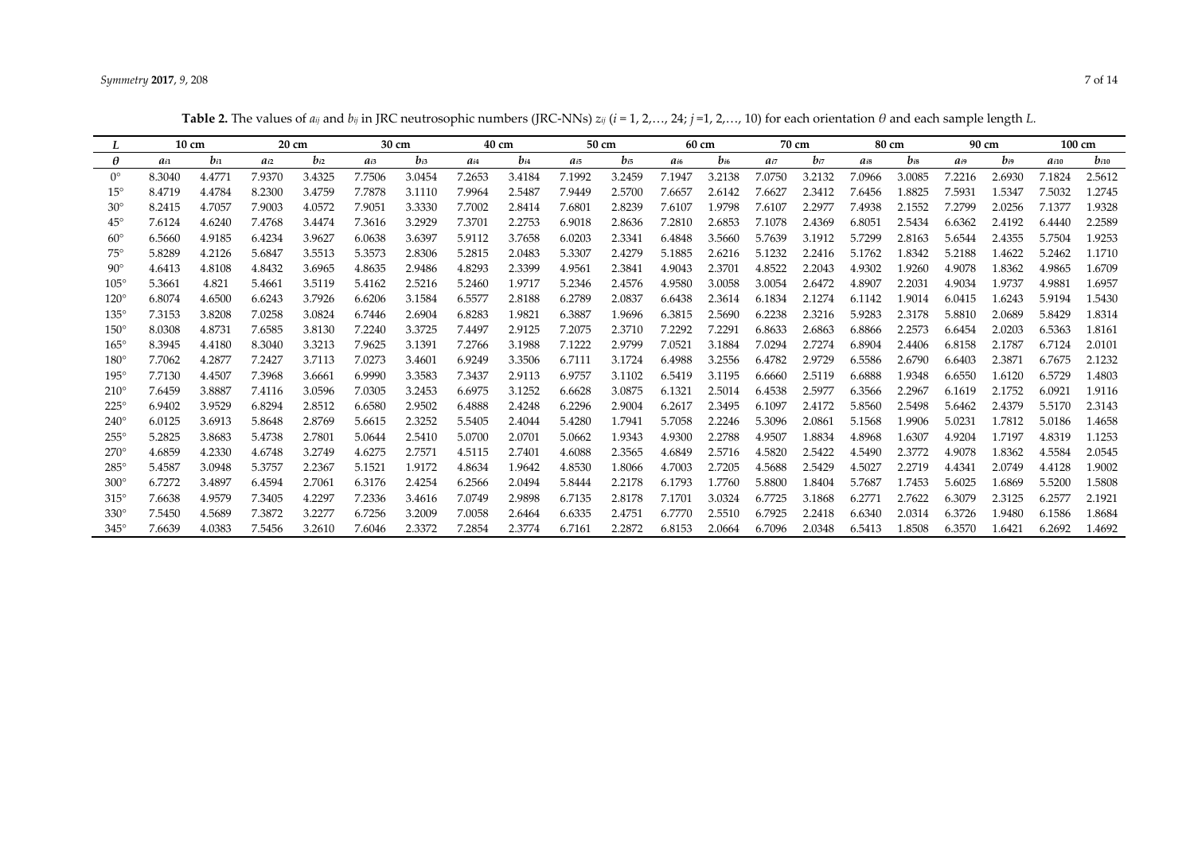**Table 2.** The values of $a_{ij}$ and $b_{ij}$ in JRC neutrosophic numbers (JRC-NNs) $z_{ij}$ ($i$ = 1, 2,…, 24; $j$ =1, 2,…, 10) for each orientation $\theta$ and each sample length $L$.

| $L$ | 10 cm | | 20 cm | | 30 cm | | 40 cm | | 50 cm | | 60 cm | | 70 cm | | 80 cm | | 90 cm | | 100 cm | |
|---|---|---|---|---|---|---|---|---|---|---|---|---|---|---|---|---|---|---|---|---|
| $\theta$ | $a_{i1}$ | $b_{i1}$ | $a_{i2}$ | $b_{i2}$ | $a_{i3}$ | $b_{i3}$ | $a_{i4}$ | $b_{i4}$ | $a_{i5}$ | $b_{i5}$ | $a_{i6}$ | $b_{i6}$ | $a_{i7}$ | $b_{i7}$ | $a_{i8}$ | $b_{i8}$ | $a_{i9}$ | $b_{i9}$ | $a_{i10}$ | $b_{i10}$ |
| 0° | 8.3040 | 4.4771 | 7.9370 | 3.4325 | 7.7506 | 3.0454 | 7.2653 | 3.4184 | 7.1992 | 3.2459 | 7.1947 | 3.2138 | 7.0750 | 3.2132 | 7.0966 | 3.0085 | 7.2216 | 2.6930 | 7.1824 | 2.5612 |
| 15° | 8.4719 | 4.4784 | 8.2300 | 3.4759 | 7.7878 | 3.1110 | 7.9964 | 2.5487 | 7.9449 | 2.5700 | 7.6657 | 2.6142 | 7.6627 | 2.3412 | 7.6456 | 1.8825 | 7.5931 | 1.5347 | 7.5032 | 1.2745 |
| 30° | 8.2415 | 4.7057 | 7.9003 | 4.0572 | 7.9051 | 3.3330 | 7.7002 | 2.8414 | 7.6801 | 2.8239 | 7.6107 | 1.9798 | 7.6107 | 2.2977 | 7.4938 | 2.1552 | 7.2799 | 2.0256 | 7.1377 | 1.9328 |
| 45° | 7.6124 | 4.6240 | 7.4768 | 3.4474 | 7.3616 | 3.2929 | 7.3701 | 2.2753 | 6.9018 | 2.8636 | 7.2810 | 2.6853 | 7.1078 | 2.4369 | 6.8051 | 2.5434 | 6.6362 | 2.4192 | 6.4440 | 2.2589 |
| 60° | 6.5660 | 4.9185 | 6.4234 | 3.9627 | 6.0638 | 3.6397 | 5.9112 | 3.7658 | 6.0203 | 2.3341 | 6.4848 | 3.5660 | 5.7639 | 3.1912 | 5.7299 | 2.8163 | 5.6544 | 2.4355 | 5.7504 | 1.9253 |
| 75° | 5.8289 | 4.2126 | 5.6847 | 3.5513 | 5.3573 | 2.8306 | 5.2815 | 2.0483 | 5.3307 | 2.4279 | 5.1885 | 2.6216 | 5.1232 | 2.2416 | 5.1762 | 1.8342 | 5.2188 | 1.4622 | 5.2462 | 1.1710 |
| 90° | 4.6413 | 4.8108 | 4.8432 | 3.6965 | 4.8635 | 2.9486 | 4.8293 | 2.3399 | 4.9561 | 2.3841 | 4.9043 | 2.3701 | 4.8522 | 2.2043 | 4.9302 | 1.9260 | 4.9078 | 1.8362 | 4.9865 | 1.6709 |
| 105° | 5.3661 | 4.821 | 5.4661 | 3.5119 | 5.4162 | 2.5216 | 5.2460 | 1.9717 | 5.2346 | 2.4576 | 4.9580 | 3.0058 | 3.0054 | 2.6472 | 4.8907 | 2.2031 | 4.9034 | 1.9737 | 4.9881 | 1.6957 |
| 120° | 6.8074 | 4.6500 | 6.6243 | 3.7926 | 6.6206 | 3.1584 | 6.5577 | 2.8188 | 6.2789 | 2.0837 | 6.6438 | 2.3614 | 6.1834 | 2.1274 | 6.1142 | 1.9014 | 6.0415 | 1.6243 | 5.9194 | 1.5430 |
| 135° | 7.3153 | 3.8208 | 7.0258 | 3.0824 | 6.7446 | 2.6904 | 6.8283 | 1.9821 | 6.3887 | 1.9696 | 6.3815 | 2.5690 | 6.2238 | 2.3216 | 5.9283 | 2.3178 | 5.8810 | 2.0689 | 5.8429 | 1.8314 |
| 150° | 8.0308 | 4.8731 | 7.6585 | 3.8130 | 7.2240 | 3.3725 | 7.4497 | 2.9125 | 7.2075 | 2.3710 | 7.2292 | 7.2291 | 6.8633 | 2.6863 | 6.8866 | 2.2573 | 6.6454 | 2.0203 | 6.5363 | 1.8161 |
| 165° | 8.3945 | 4.4180 | 8.3040 | 3.3213 | 7.9625 | 3.1391 | 7.2766 | 3.1988 | 7.1222 | 2.9799 | 7.0521 | 3.1884 | 7.0294 | 2.7274 | 6.8904 | 2.4406 | 6.8158 | 2.1787 | 6.7124 | 2.0101 |
| 180° | 7.7062 | 4.2877 | 7.2427 | 3.7113 | 7.0273 | 3.4601 | 6.9249 | 3.3506 | 6.7111 | 3.1724 | 6.4988 | 3.2556 | 6.4782 | 2.9729 | 6.5586 | 2.6790 | 6.6403 | 2.3871 | 6.7675 | 2.1232 |
| 195° | 7.7130 | 4.4507 | 7.3968 | 3.6661 | 6.9990 | 3.3583 | 7.3437 | 2.9113 | 6.9757 | 3.1102 | 6.5419 | 3.1195 | 6.6660 | 2.5119 | 6.6888 | 1.9348 | 6.6550 | 1.6120 | 6.5729 | 1.4803 |
| 210° | 7.6459 | 3.8887 | 7.4116 | 3.0596 | 7.0305 | 3.2453 | 6.6975 | 3.1252 | 6.6628 | 3.0875 | 6.1321 | 2.5014 | 6.4538 | 2.5977 | 6.3566 | 2.2967 | 6.1619 | 2.1752 | 6.0921 | 1.9116 |
| 225° | 6.9402 | 3.9529 | 6.8294 | 2.8512 | 6.6580 | 2.9502 | 6.4888 | 2.4248 | 6.2296 | 2.9004 | 6.2617 | 2.3495 | 6.1097 | 2.4172 | 5.8560 | 2.5498 | 5.6462 | 2.4379 | 5.5170 | 2.3143 |
| 240° | 6.0125 | 3.6913 | 5.8648 | 2.8769 | 5.6615 | 2.3252 | 5.5405 | 2.4044 | 5.4280 | 1.7941 | 5.7058 | 2.2246 | 5.3096 | 2.0861 | 5.1568 | 1.9906 | 5.0231 | 1.7812 | 5.0186 | 1.4658 |
| 255° | 5.2825 | 3.8683 | 5.4738 | 2.7801 | 5.0644 | 2.5410 | 5.0700 | 2.0701 | 5.0662 | 1.9343 | 4.9300 | 2.2788 | 4.9507 | 1.8834 | 4.8968 | 1.6307 | 4.9204 | 1.7197 | 4.8319 | 1.1253 |
| 270° | 4.6859 | 4.2330 | 4.6748 | 3.2749 | 4.6275 | 2.7571 | 4.5115 | 2.7401 | 4.6088 | 2.3565 | 4.6849 | 2.5716 | 4.5820 | 2.5422 | 4.5490 | 2.3772 | 4.9078 | 1.8362 | 4.5584 | 2.0545 |
| 285° | 5.4587 | 3.0948 | 5.3757 | 2.2367 | 5.1521 | 1.9172 | 4.8634 | 1.9642 | 4.8530 | 1.8066 | 4.7003 | 2.7205 | 4.5688 | 2.5429 | 4.5027 | 2.2719 | 4.4341 | 2.0749 | 4.4128 | 1.9002 |
| 300° | 6.7272 | 3.4897 | 6.4594 | 2.7061 | 6.3176 | 2.4254 | 6.2566 | 2.0494 | 5.8444 | 2.2178 | 6.1793 | 1.7760 | 5.8800 | 1.8404 | 5.7687 | 1.7453 | 5.6025 | 1.6869 | 5.5200 | 1.5808 |
| 315° | 7.6638 | 4.9579 | 7.3405 | 4.2297 | 7.2336 | 3.4616 | 7.0749 | 2.9898 | 6.7135 | 2.8178 | 7.1701 | 3.0324 | 6.7725 | 3.1868 | 6.2771 | 2.7622 | 6.3079 | 2.3125 | 6.2577 | 2.1921 |
| 330° | 7.5450 | 4.5689 | 7.3872 | 3.2277 | 6.7256 | 3.2009 | 7.0058 | 2.6464 | 6.6335 | 2.4751 | 6.7770 | 2.5510 | 6.7925 | 2.2418 | 6.6340 | 2.0314 | 6.3726 | 1.9480 | 6.1586 | 1.8684 |
| 345° | 7.6639 | 4.0383 | 7.5456 | 3.2610 | 7.6046 | 2.3372 | 7.2854 | 2.3774 | 6.7161 | 2.2872 | 6.8153 | 2.0664 | 6.7096 | 2.0348 | 6.5413 | 1.8508 | 6.3570 | 1.6421 | 6.2692 | 1.4692 |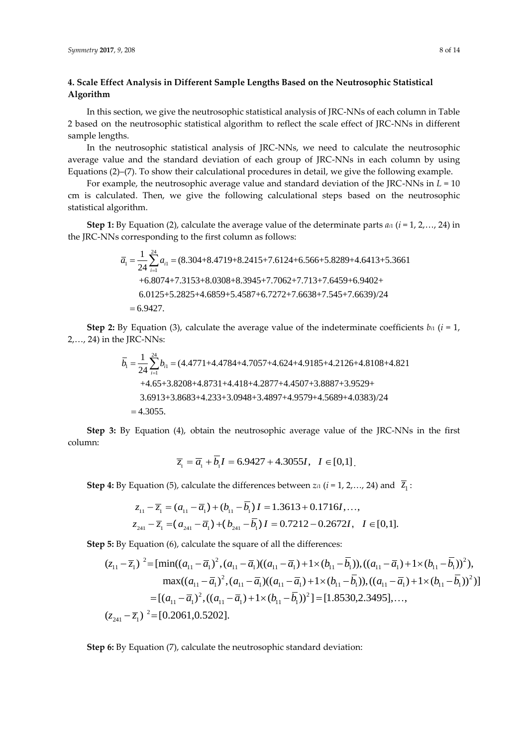## 4. Scale Effect Analysis in Different Sample Lengths Based on the Neutrosophic Statistical Algorithm

In this section, we give the neutrosophic statistical analysis of JRC-NNs of each column in Table 2 based on the neutrosophic statistical algorithm to reflect the scale effect of JRC-NNs in different sample lengths.

In the neutrosophic statistical analysis of JRC-NNs, we need to calculate the neutrosophic average value and the standard deviation of each group of JRC-NNs in each column by using Equations (2)–(7). To show their calculational procedures in detail, we give the following example.

For example, the neutrosophic average value and standard deviation of the JRC-NNs in $L$ = 10 cm is calculated. Then, we give the following calculational steps based on the neutrosophic statistical algorithm.

**Step 1:** By Equation (2), calculate the average value of the determinate parts $a_{i1}$ ($i$ = 1, 2,…, 24) in the JRC-NNs corresponding to the first column as follows:

$$
\begin{aligned}
\overline{a}_1 = \frac{1}{24}\sum_{i=1}^{24} a_{i1} &= (8.304+8.4719+8.2415+7.6124+6.566+5.8289+4.6413+5.3661 \\
&\quad +6.8074+7.3153+8.0308+8.3945+7.7062+7.713+7.6459+6.9402+ \\
&\quad 6.0125+5.2825+4.6859+5.4587+6.7272+7.6638+7.545+7.6639)/24 \\
&= 6.9427.
\end{aligned}
$$

**Step 2:** By Equation (3), calculate the average value of the indeterminate coefficients $b_{i1}$ ($i$ = 1, 2,…, 24) in the JRC-NNs:

$$
\begin{aligned}
\overline{b}_1 = \frac{1}{24}\sum_{i=1}^{24} b_{i1} &= (4.4771+4.4784+4.7057+4.624+4.9185+4.2126+4.8108+4.821 \\
&\quad +4.65+3.8208+4.8731+4.418+4.2877+4.4507+3.8887+3.9529+ \\
&\quad 3.6913+3.8683+4.233+3.0948+3.4897+4.9579+4.5689+4.0383)/24 \\
&= 4.3055.
\end{aligned}
$$

**Step 3:** By Equation (4), obtain the neutrosophic average value of the JRC-NNs in the first column:

$$
\overline{z}_1 = \overline{a}_1 + \overline{b}_1 I = 6.9427 + 4.3055I, \quad I \in [0,1].
$$

**Step 4:** By Equation (5), calculate the differences between $z_{i1}$ ($i$ = 1, 2,…, 24) and $\overline{z}_1$:

$$
\begin{aligned}
z_{11} - \overline{z}_1 &= (a_{11} - \overline{a}_1) + (b_{11} - \overline{b}_1)\, I = 1.3613 + 0.1716I, \ldots, \\
z_{241} - \overline{z}_1 &= (a_{241} - \overline{a}_1) + (b_{241} - \overline{b}_1)\, I = 0.7212 - 0.2672I, \quad I \in [0,1].
\end{aligned}
$$

**Step 5:** By Equation (6), calculate the square of all the differences:

$$
\begin{aligned}
(z_{11} - \overline{z}_1)^2 &= [\min((a_{11} - \overline{a}_1)^2, (a_{11} - \overline{a}_1)((a_{11} - \overline{a}_1) + 1 \times (b_{11} - \overline{b}_1)), ((a_{11} - \overline{a}_1) + 1 \times (b_{11} - \overline{b}_1))^2), \\
&\qquad \max((a_{11} - \overline{a}_1)^2, (a_{11} - \overline{a}_1)((a_{11} - \overline{a}_1) + 1 \times (b_{11} - \overline{b}_1)), ((a_{11} - \overline{a}_1) + 1 \times (b_{11} - \overline{b}_1))^2)] \\
&= [(a_{11} - \overline{a}_1)^2, ((a_{11} - \overline{a}_1) + 1 \times (b_{11} - \overline{b}_1))^2] = [1.8530, 2.3495], \ldots, \\
(z_{241} - \overline{z}_1)^2 &= [0.2061, 0.5202].
\end{aligned}
$$

**Step 6:** By Equation (7), calculate the neutrosophic standard deviation: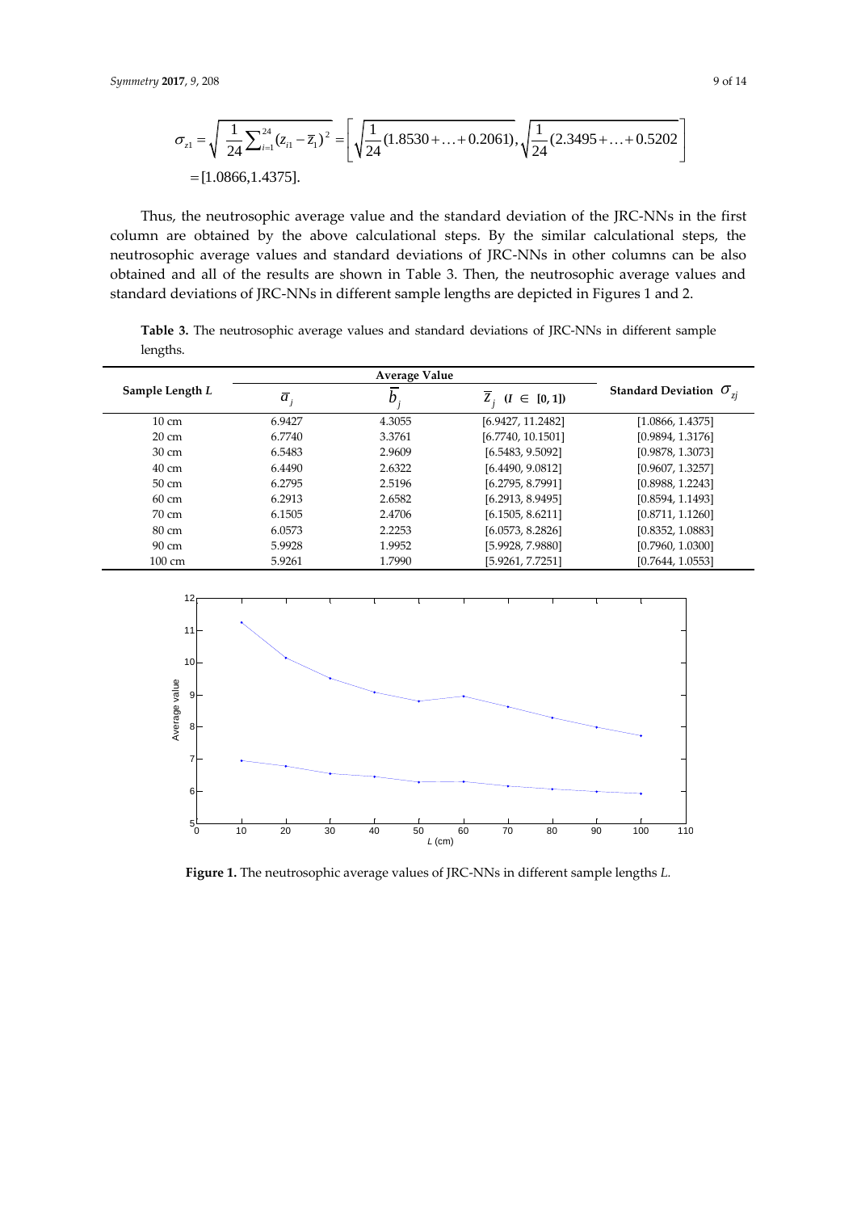$$\sigma_{z1} = \sqrt{\frac{1}{24}\sum_{i=1}^{24}(z_{i1} - \overline{z}_1)^2} = \left[\sqrt{\frac{1}{24}(1.8530 + \ldots + 0.2061)}, \sqrt{\frac{1}{24}(2.3495 + \ldots + 0.5202}\right]$$
$$= [1.0866, 1.4375].$$

Thus, the neutrosophic average value and the standard deviation of the JRC-NNs in the first column are obtained by the above calculational steps. By the similar calculational steps, the neutrosophic average values and standard deviations of JRC-NNs in other columns can be also obtained and all of the results are shown in Table 3. Then, the neutrosophic average values and standard deviations of JRC-NNs in different sample lengths are depicted in Figures 1 and 2.

**Table 3.** The neutrosophic average values and standard deviations of JRC-NNs in different sample lengths.

| Sample Length $L$ | Average Value | | | Standard Deviation $\sigma_{zj}$ |
|---|---|---|---|---|
| | $\overline{a}_j$ | $\overline{b}_j$ | $\overline{z}_j$ ($I \in [0, 1]$) | |
| 10 cm | 6.9427 | 4.3055 | [6.9427, 11.2482] | [1.0866, 1.4375] |
| 20 cm | 6.7740 | 3.3761 | [6.7740, 10.1501] | [0.9894, 1.3176] |
| 30 cm | 6.5483 | 2.9609 | [6.5483, 9.5092] | [0.9878, 1.3073] |
| 40 cm | 6.4490 | 2.6322 | [6.4490, 9.0812] | [0.9607, 1.3257] |
| 50 cm | 6.2795 | 2.5196 | [6.2795, 8.7991] | [0.8988, 1.2243] |
| 60 cm | 6.2913 | 2.6582 | [6.2913, 8.9495] | [0.8594, 1.1493] |
| 70 cm | 6.1505 | 2.4706 | [6.1505, 8.6211] | [0.8711, 1.1260] |
| 80 cm | 6.0573 | 2.2253 | [6.0573, 8.2826] | [0.8352, 1.0883] |
| 90 cm | 5.9928 | 1.9952 | [5.9928, 7.9880] | [0.7960, 1.0300] |
| 100 cm | 5.9261 | 1.7990 | [5.9261, 7.7251] | [0.7644, 1.0553] |

**Figure 1.** The neutrosophic average values of JRC-NNs in different sample lengths $L$.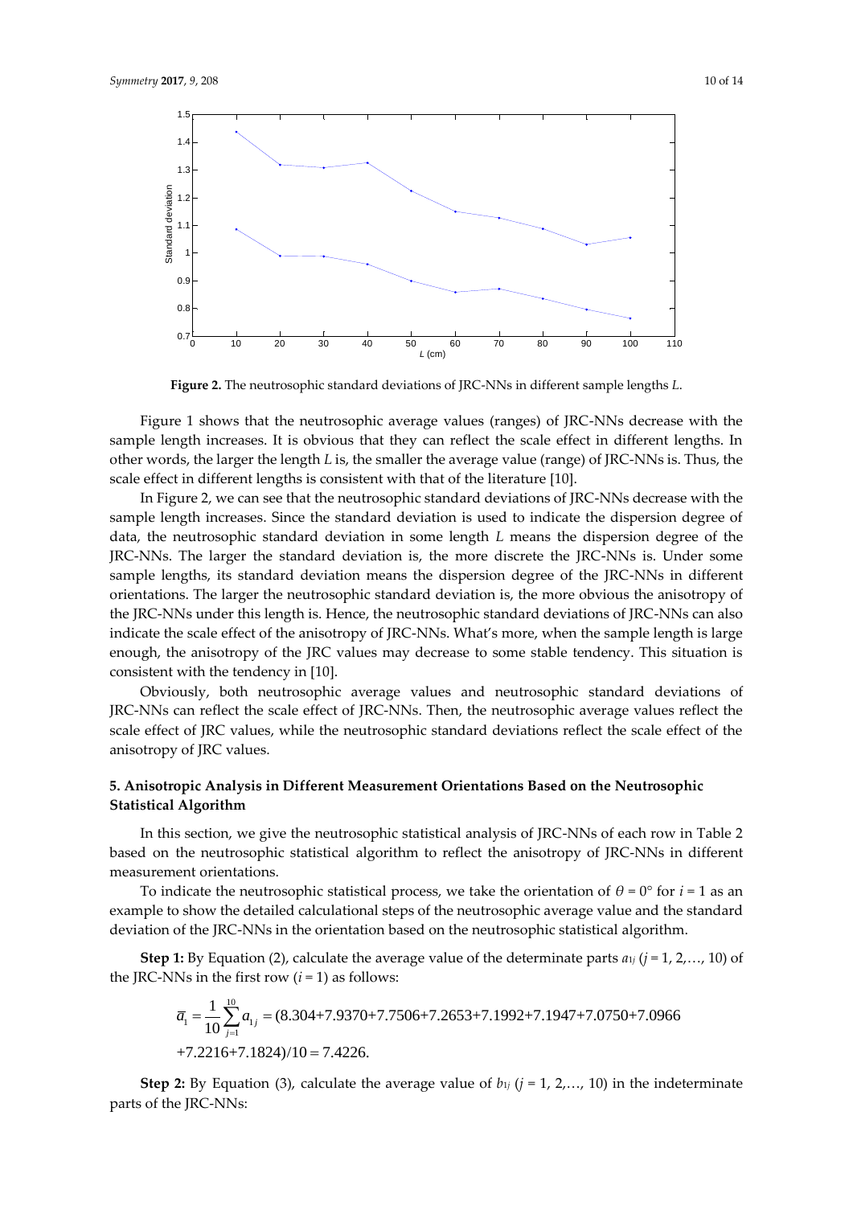**Figure 2.** The neutrosophic standard deviations of JRC-NNs in different sample lengths *L*.

Figure 1 shows that the neutrosophic average values (ranges) of JRC-NNs decrease with the sample length increases. It is obvious that they can reflect the scale effect in different lengths. In other words, the larger the length *L* is, the smaller the average value (range) of JRC-NNs is. Thus, the scale effect in different lengths is consistent with that of the literature [10].

In Figure 2, we can see that the neutrosophic standard deviations of JRC-NNs decrease with the sample length increases. Since the standard deviation is used to indicate the dispersion degree of data, the neutrosophic standard deviation in some length *L* means the dispersion degree of the JRC-NNs. The larger the standard deviation is, the more discrete the JRC-NNs is. Under some sample lengths, its standard deviation means the dispersion degree of the JRC-NNs in different orientations. The larger the neutrosophic standard deviation is, the more obvious the anisotropy of the JRC-NNs under this length is. Hence, the neutrosophic standard deviations of JRC-NNs can also indicate the scale effect of the anisotropy of JRC-NNs. What's more, when the sample length is large enough, the anisotropy of the JRC values may decrease to some stable tendency. This situation is consistent with the tendency in [10].

Obviously, both neutrosophic average values and neutrosophic standard deviations of JRC-NNs can reflect the scale effect of JRC-NNs. Then, the neutrosophic average values reflect the scale effect of JRC values, while the neutrosophic standard deviations reflect the scale effect of the anisotropy of JRC values.

## 5. Anisotropic Analysis in Different Measurement Orientations Based on the Neutrosophic Statistical Algorithm

In this section, we give the neutrosophic statistical analysis of JRC-NNs of each row in Table 2 based on the neutrosophic statistical algorithm to reflect the anisotropy of JRC-NNs in different measurement orientations.

To indicate the neutrosophic statistical process, we take the orientation of $\theta = 0°$ for $i = 1$ as an example to show the detailed calculational steps of the neutrosophic average value and the standard deviation of the JRC-NNs in the orientation based on the neutrosophic statistical algorithm.

**Step 1:** By Equation (2), calculate the average value of the determinate parts $a_{1j}$ ($j = 1, 2, \ldots, 10$) of the JRC-NNs in the first row ($i = 1$) as follows:

$$\bar{a}_1 = \frac{1}{10}\sum_{j=1}^{10} a_{1j} = (8.304 + 7.9370 + 7.7506 + 7.2653 + 7.1992 + 7.1947 + 7.0750 + 7.0966$$
$$+ 7.2216 + 7.1824)/10 = 7.4226.$$

**Step 2:** By Equation (3), calculate the average value of $b_{1j}$ ($j = 1, 2, \ldots, 10$) in the indeterminate parts of the JRC-NNs: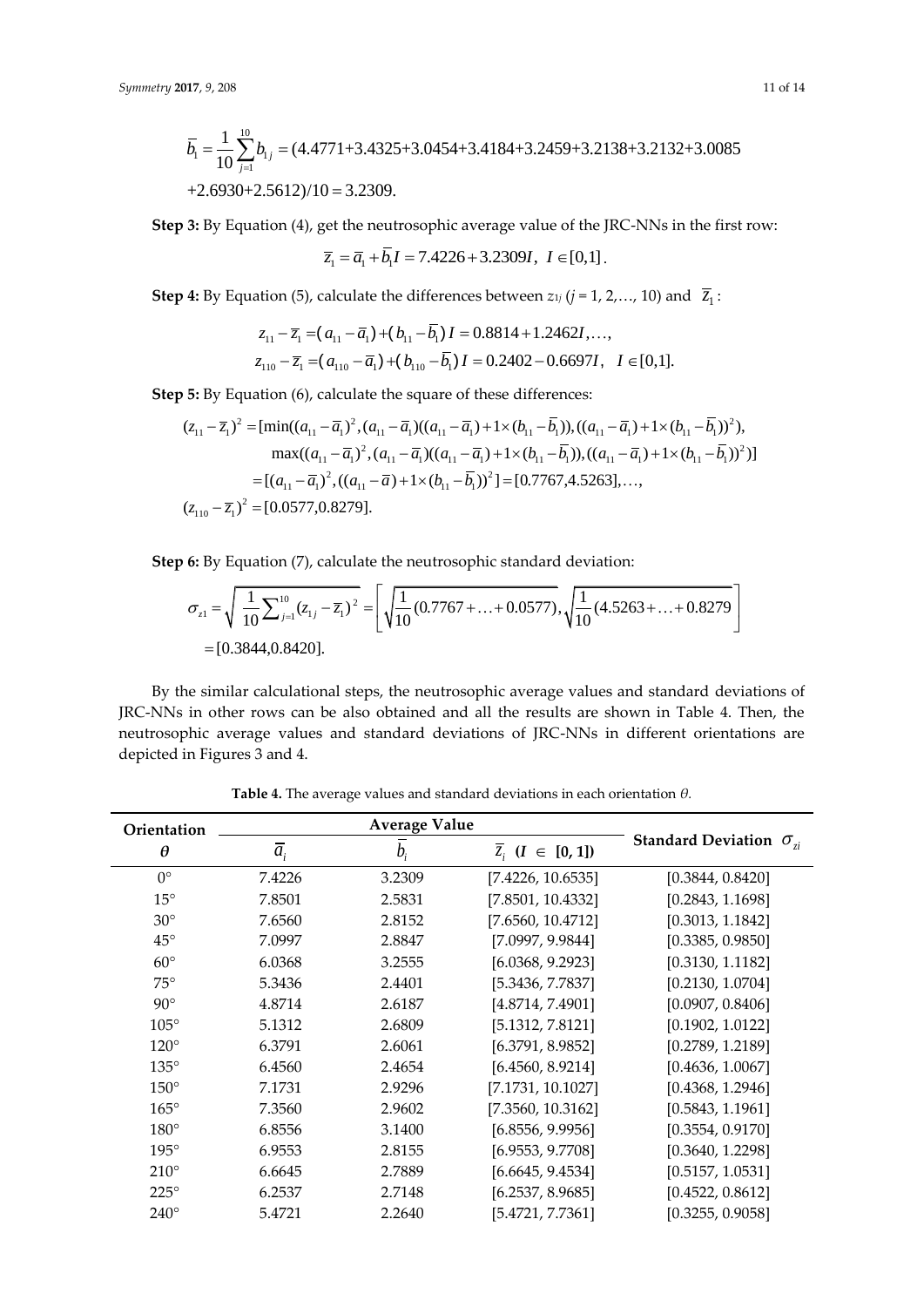$$\bar{b}_1 = \frac{1}{10}\sum_{j=1}^{10} b_{1j} = (4.4771+3.4325+3.0454+3.4184+3.2459+3.2138+3.2132+3.0085$$
$$+2.6930+2.5612)/10 = 3.2309.$$

**Step 3:** By Equation (4), get the neutrosophic average value of the JRC-NNs in the first row:

$$\bar{z}_1 = \bar{a}_1 + \bar{b}_1 I = 7.4226 + 3.2309I,\ I \in [0,1].$$

**Step 4:** By Equation (5), calculate the differences between $z_{1j}$ ($j$ = 1, 2,…, 10) and $\bar{z}_1$:

$$z_{11} - \bar{z}_1 = (a_{11} - \bar{a}_1) + (b_{11} - \bar{b}_1) I = 0.8814 + 1.2462I, \ldots,$$
$$z_{110} - \bar{z}_1 = (a_{110} - \bar{a}_1) + (b_{110} - \bar{b}_1) I = 0.2402 - 0.6697I,\quad I \in [0,1].$$

**Step 5:** By Equation (6), calculate the square of these differences:

$$\begin{aligned}(z_{11} - \bar{z}_1)^2 &= [\min((a_{11} - \bar{a}_1)^2, (a_{11} - \bar{a}_1)((a_{11} - \bar{a}_1) + 1\times(b_{11} - \bar{b}_1)), ((a_{11} - \bar{a}_1) + 1\times(b_{11} - \bar{b}_1))^2),\\ &\quad \max((a_{11} - \bar{a}_1)^2, (a_{11} - \bar{a}_1)((a_{11} - \bar{a}_1) + 1\times(b_{11} - \bar{b}_1)), ((a_{11} - \bar{a}_1) + 1\times(b_{11} - \bar{b}_1))^2)]\\ &= [(a_{11} - \bar{a}_1)^2, ((a_{11} - \bar{a}) + 1\times(b_{11} - \bar{b}_1))^2] = [0.7767, 4.5263], \ldots,\\ (z_{110} - \bar{z}_1)^2 &= [0.0577, 0.8279].\end{aligned}$$

**Step 6:** By Equation (7), calculate the neutrosophic standard deviation:

$$\sigma_{z1} = \sqrt{\frac{1}{10}\sum_{j=1}^{10}(z_{1j} - \bar{z}_1)^2} = \left[\sqrt{\frac{1}{10}(0.7767 + \ldots + 0.0577)}, \sqrt{\frac{1}{10}(4.5263 + \ldots + 0.8279}\right]$$
$$= [0.3844, 0.8420].$$

By the similar calculational steps, the neutrosophic average values and standard deviations of JRC-NNs in other rows can be also obtained and all the results are shown in Table 4. Then, the neutrosophic average values and standard deviations of JRC-NNs in different orientations are depicted in Figures 3 and 4.

**Table 4.** The average values and standard deviations in each orientation $\theta$.

| Orientation $\theta$ | Average Value | | | Standard Deviation $\sigma_{zi}$ |
|---|---|---|---|---|
| | $\bar{a}_i$ | $\bar{b}_i$ | $\bar{z}_i$ ($I \in [0, 1]$) | |
| 0° | 7.4226 | 3.2309 | [7.4226, 10.6535] | [0.3844, 0.8420] |
| 15° | 7.8501 | 2.5831 | [7.8501, 10.4332] | [0.2843, 1.1698] |
| 30° | 7.6560 | 2.8152 | [7.6560, 10.4712] | [0.3013, 1.1842] |
| 45° | 7.0997 | 2.8847 | [7.0997, 9.9844] | [0.3385, 0.9850] |
| 60° | 6.0368 | 3.2555 | [6.0368, 9.2923] | [0.3130, 1.1182] |
| 75° | 5.3436 | 2.4401 | [5.3436, 7.7837] | [0.2130, 1.0704] |
| 90° | 4.8714 | 2.6187 | [4.8714, 7.4901] | [0.0907, 0.8406] |
| 105° | 5.1312 | 2.6809 | [5.1312, 7.8121] | [0.1902, 1.0122] |
| 120° | 6.3791 | 2.6061 | [6.3791, 8.9852] | [0.2789, 1.2189] |
| 135° | 6.4560 | 2.4654 | [6.4560, 8.9214] | [0.4636, 1.0067] |
| 150° | 7.1731 | 2.9296 | [7.1731, 10.1027] | [0.4368, 1.2946] |
| 165° | 7.3560 | 2.9602 | [7.3560, 10.3162] | [0.5843, 1.1961] |
| 180° | 6.8556 | 3.1400 | [6.8556, 9.9956] | [0.3554, 0.9170] |
| 195° | 6.9553 | 2.8155 | [6.9553, 9.7708] | [0.3640, 1.2298] |
| 210° | 6.6645 | 2.7889 | [6.6645, 9.4534] | [0.5157, 1.0531] |
| 225° | 6.2537 | 2.7148 | [6.2537, 8.9685] | [0.4522, 0.8612] |
| 240° | 5.4721 | 2.2640 | [5.4721, 7.7361] | [0.3255, 0.9058] |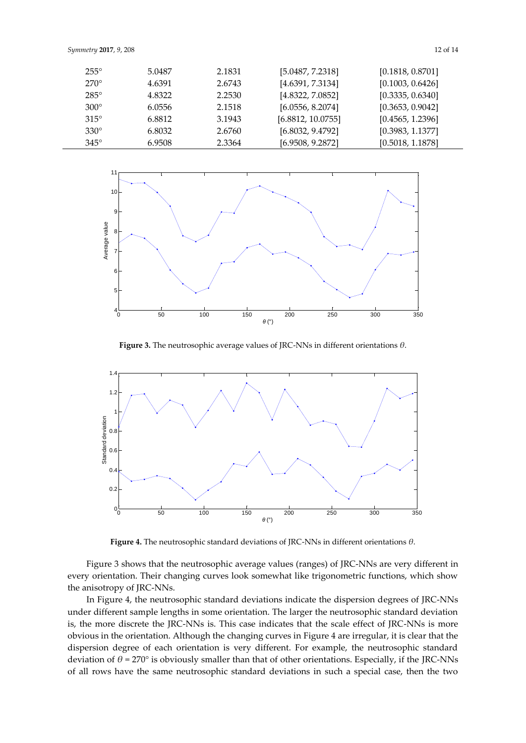| | | | | |
|---|---|---|---|---|
| 255° | 5.0487 | 2.1831 | [5.0487, 7.2318] | [0.1818, 0.8701] |
| 270° | 4.6391 | 2.6743 | [4.6391, 7.3134] | [0.1003, 0.6426] |
| 285° | 4.8322 | 2.2530 | [4.8322, 7.0852] | [0.3335, 0.6340] |
| 300° | 6.0556 | 2.1518 | [6.0556, 8.2074] | [0.3653, 0.9042] |
| 315° | 6.8812 | 3.1943 | [6.8812, 10.0755] | [0.4565, 1.2396] |
| 330° | 6.8032 | 2.6760 | [6.8032, 9.4792] | [0.3983, 1.1377] |
| 345° | 6.9508 | 2.3364 | [6.9508, 9.2872] | [0.5018, 1.1878] |

**Figure 3.** The neutrosophic average values of JRC-NNs in different orientations $\theta$.

**Figure 4.** The neutrosophic standard deviations of JRC-NNs in different orientations $\theta$.

Figure 3 shows that the neutrosophic average values (ranges) of JRC-NNs are very different in every orientation. Their changing curves look somewhat like trigonometric functions, which show the anisotropy of JRC-NNs.

In Figure 4, the neutrosophic standard deviations indicate the dispersion degrees of JRC-NNs under different sample lengths in some orientation. The larger the neutrosophic standard deviation is, the more discrete the JRC-NNs is. This case indicates that the scale effect of JRC-NNs is more obvious in the orientation. Although the changing curves in Figure 4 are irregular, it is clear that the dispersion degree of each orientation is very different. For example, the neutrosophic standard deviation of $\theta = 270°$ is obviously smaller than that of other orientations. Especially, if the JRC-NNs of all rows have the same neutrosophic standard deviations in such a special case, then the two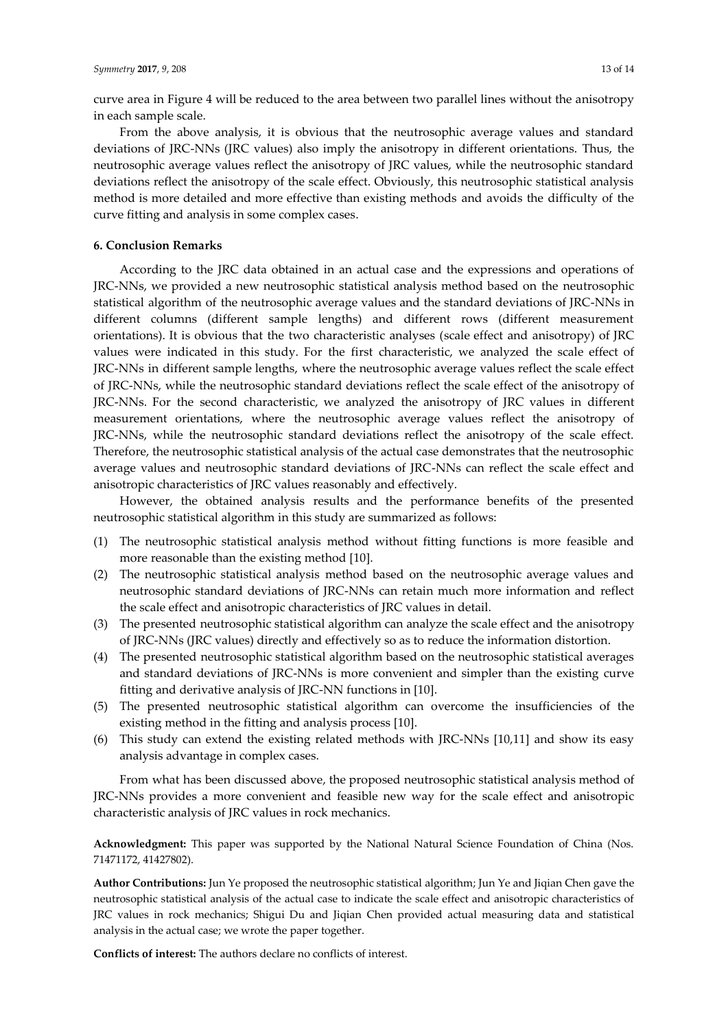curve area in Figure 4 will be reduced to the area between two parallel lines without the anisotropy in each sample scale.

From the above analysis, it is obvious that the neutrosophic average values and standard deviations of JRC-NNs (JRC values) also imply the anisotropy in different orientations. Thus, the neutrosophic average values reflect the anisotropy of JRC values, while the neutrosophic standard deviations reflect the anisotropy of the scale effect. Obviously, this neutrosophic statistical analysis method is more detailed and more effective than existing methods and avoids the difficulty of the curve fitting and analysis in some complex cases.

### 6. Conclusion Remarks

According to the JRC data obtained in an actual case and the expressions and operations of JRC-NNs, we provided a new neutrosophic statistical analysis method based on the neutrosophic statistical algorithm of the neutrosophic average values and the standard deviations of JRC-NNs in different columns (different sample lengths) and different rows (different measurement orientations). It is obvious that the two characteristic analyses (scale effect and anisotropy) of JRC values were indicated in this study. For the first characteristic, we analyzed the scale effect of JRC-NNs in different sample lengths, where the neutrosophic average values reflect the scale effect of JRC-NNs, while the neutrosophic standard deviations reflect the scale effect of the anisotropy of JRC-NNs. For the second characteristic, we analyzed the anisotropy of JRC values in different measurement orientations, where the neutrosophic average values reflect the anisotropy of JRC-NNs, while the neutrosophic standard deviations reflect the anisotropy of the scale effect. Therefore, the neutrosophic statistical analysis of the actual case demonstrates that the neutrosophic average values and neutrosophic standard deviations of JRC-NNs can reflect the scale effect and anisotropic characteristics of JRC values reasonably and effectively.

However, the obtained analysis results and the performance benefits of the presented neutrosophic statistical algorithm in this study are summarized as follows:

(1) The neutrosophic statistical analysis method without fitting functions is more feasible and more reasonable than the existing method [10].
(2) The neutrosophic statistical analysis method based on the neutrosophic average values and neutrosophic standard deviations of JRC-NNs can retain much more information and reflect the scale effect and anisotropic characteristics of JRC values in detail.
(3) The presented neutrosophic statistical algorithm can analyze the scale effect and the anisotropy of JRC-NNs (JRC values) directly and effectively so as to reduce the information distortion.
(4) The presented neutrosophic statistical algorithm based on the neutrosophic statistical averages and standard deviations of JRC-NNs is more convenient and simpler than the existing curve fitting and derivative analysis of JRC-NN functions in [10].
(5) The presented neutrosophic statistical algorithm can overcome the insufficiencies of the existing method in the fitting and analysis process [10].
(6) This study can extend the existing related methods with JRC-NNs [10,11] and show its easy analysis advantage in complex cases.

From what has been discussed above, the proposed neutrosophic statistical analysis method of JRC-NNs provides a more convenient and feasible new way for the scale effect and anisotropic characteristic analysis of JRC values in rock mechanics.

**Acknowledgment:** This paper was supported by the National Natural Science Foundation of China (Nos. 71471172, 41427802).

**Author Contributions:** Jun Ye proposed the neutrosophic statistical algorithm; Jun Ye and Jiqian Chen gave the neutrosophic statistical analysis of the actual case to indicate the scale effect and anisotropic characteristics of JRC values in rock mechanics; Shigui Du and Jiqian Chen provided actual measuring data and statistical analysis in the actual case; we wrote the paper together.

**Conflicts of interest:** The authors declare no conflicts of interest.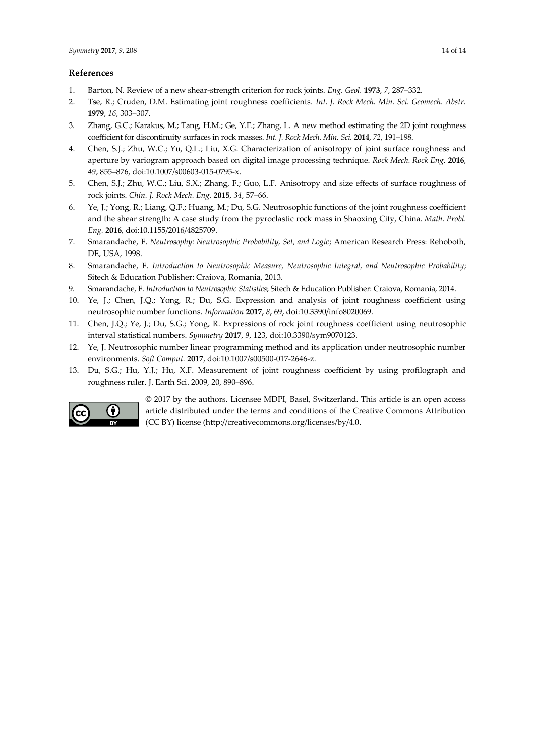## References

1. Barton, N. Review of a new shear-strength criterion for rock joints. *Eng. Geol.* **1973**, *7*, 287–332.
2. Tse, R.; Cruden, D.M. Estimating joint roughness coefficients. *Int. J. Rock Mech. Min. Sci. Geomech. Abstr.* **1979**, *16*, 303–307.
3. Zhang, G.C.; Karakus, M.; Tang, H.M.; Ge, Y.F.; Zhang, L. A new method estimating the 2D joint roughness coefficient for discontinuity surfaces in rock masses. *Int. J. Rock Mech. Min. Sci.* **2014**, *72*, 191–198.
4. Chen, S.J.; Zhu, W.C.; Yu, Q.L.; Liu, X.G. Characterization of anisotropy of joint surface roughness and aperture by variogram approach based on digital image processing technique. *Rock Mech. Rock Eng.* **2016**, *49*, 855–876, doi:10.1007/s00603-015-0795-x.
5. Chen, S.J.; Zhu, W.C.; Liu, S.X.; Zhang, F.; Guo, L.F. Anisotropy and size effects of surface roughness of rock joints. *Chin. J. Rock Mech. Eng.* **2015**, *34*, 57–66.
6. Ye, J.; Yong, R.; Liang, Q.F.; Huang, M.; Du, S.G. Neutrosophic functions of the joint roughness coefficient and the shear strength: A case study from the pyroclastic rock mass in Shaoxing City, China. *Math. Probl. Eng.* **2016**, doi:10.1155/2016/4825709.
7. Smarandache, F. *Neutrosophy: Neutrosophic Probability, Set, and Logic*; American Research Press: Rehoboth, DE, USA, 1998.
8. Smarandache, F. *Introduction to Neutrosophic Measure, Neutrosophic Integral, and Neutrosophic Probability*; Sitech & Education Publisher: Craiova, Romania, 2013.
9. Smarandache, F. *Introduction to Neutrosophic Statistics*; Sitech & Education Publisher: Craiova, Romania, 2014.
10. Ye, J.; Chen, J.Q.; Yong, R.; Du, S.G. Expression and analysis of joint roughness coefficient using neutrosophic number functions. *Information* **2017**, *8*, 69, doi:10.3390/info8020069.
11. Chen, J.Q.; Ye, J.; Du, S.G.; Yong, R. Expressions of rock joint roughness coefficient using neutrosophic interval statistical numbers. *Symmetry* **2017**, *9*, 123, doi:10.3390/sym9070123.
12. Ye, J. Neutrosophic number linear programming method and its application under neutrosophic number environments. *Soft Comput.* **2017**, doi:10.1007/s00500-017-2646-z.
13. Du, S.G.; Hu, Y.J.; Hu, X.F. Measurement of joint roughness coefficient by using profilograph and roughness ruler. J. Earth Sci. 2009, 20, 890–896.

© 2017 by the authors. Licensee MDPI, Basel, Switzerland. This article is an open access article distributed under the terms and conditions of the Creative Commons Attribution (CC BY) license (http://creativecommons.org/licenses/by/4.0.